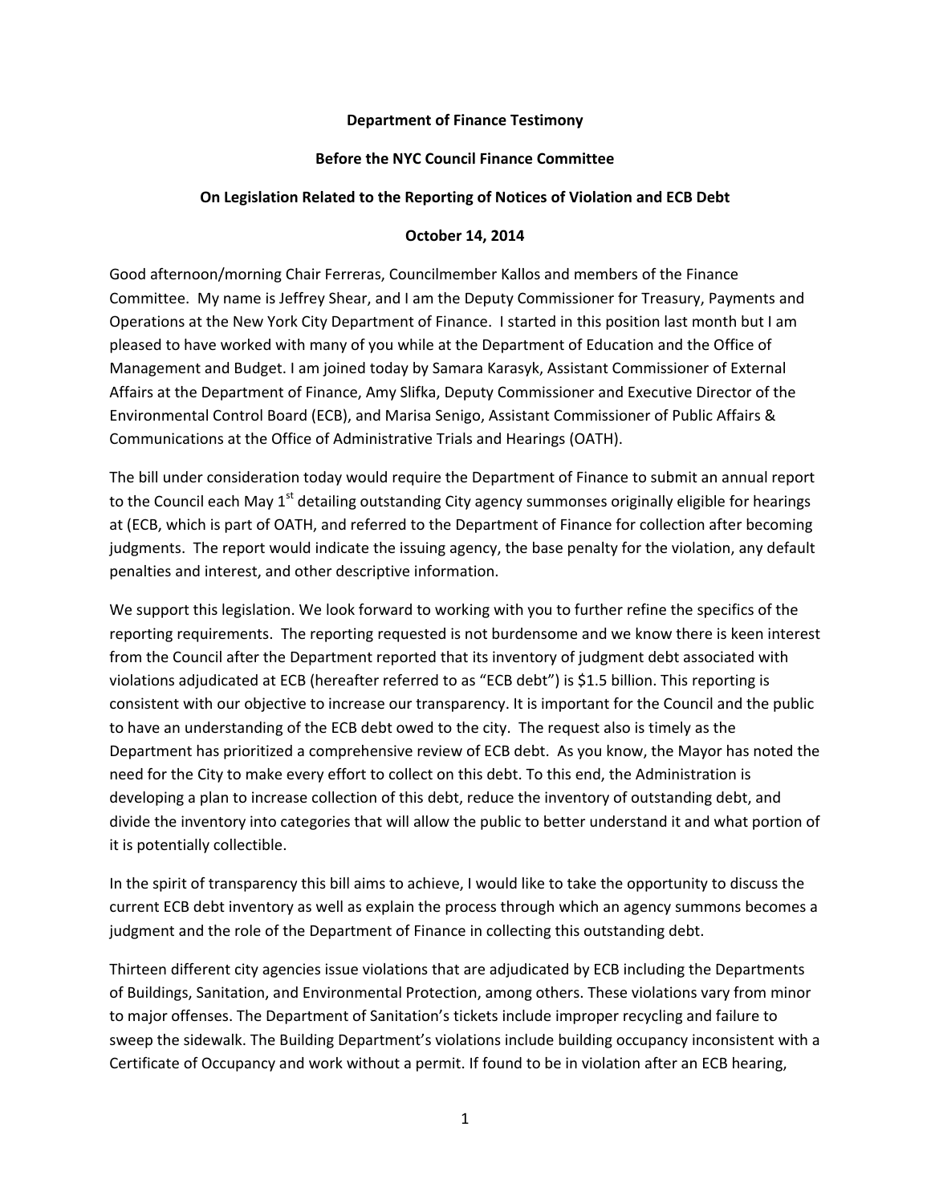**Department of Finance Testimony**

**Before the NYC Council Finance Committee**

**On Legislation Related to the Reporting of Notices of Violation and ECB Debt**

**October 14, 2014**

Good afternoon/morning Chair Ferreras, Councilmember Kallos and members of the Finance Committee. My name is Jeffrey Shear, and I am the Deputy Commissioner for Treasury, Payments and Operations at the New York City Department of Finance. I started in this position last month but I am pleased to have worked with many of you while at the Department of Education and the Office of Management and Budget. I am joined today by Samara Karasyk, Assistant Commissioner of External Affairs at the Department of Finance, Amy Slifka, Deputy Commissioner and Executive Director of the Environmental Control Board (ECB), and Marisa Senigo, Assistant Commissioner of Public Affairs & Communications at the Office of Administrative Trials and Hearings (OATH).

The bill under consideration today would require the Department of Finance to submit an annual report to the Council each May 1st detailing outstanding City agency summonses originally eligible for hearings at (ECB, which is part of OATH, and referred to the Department of Finance for collection after becoming judgments. The report would indicate the issuing agency, the base penalty for the violation, any default penalties and interest, and other descriptive information.

We support this legislation. We look forward to working with you to further refine the specifics of the reporting requirements. The reporting requested is not burdensome and we know there is keen interest from the Council after the Department reported that its inventory of judgment debt associated with violations adjudicated at ECB (hereafter referred to as "ECB debt") is $1.5 billion. This reporting is consistent with our objective to increase our transparency. It is important for the Council and the public to have an understanding of the ECB debt owed to the city. The request also is timely as the Department has prioritized a comprehensive review of ECB debt. As you know, the Mayor has noted the need for the City to make every effort to collect on this debt. To this end, the Administration is developing a plan to increase collection of this debt, reduce the inventory of outstanding debt, and divide the inventory into categories that will allow the public to better understand it and what portion of it is potentially collectible.

In the spirit of transparency this bill aims to achieve, I would like to take the opportunity to discuss the current ECB debt inventory as well as explain the process through which an agency summons becomes a judgment and the role of the Department of Finance in collecting this outstanding debt.

Thirteen different city agencies issue violations that are adjudicated by ECB including the Departments of Buildings, Sanitation, and Environmental Protection, among others. These violations vary from minor to major offenses. The Department of Sanitation's tickets include improper recycling and failure to sweep the sidewalk. The Building Department's violations include building occupancy inconsistent with a Certificate of Occupancy and work without a permit. If found to be in violation after an ECB hearing,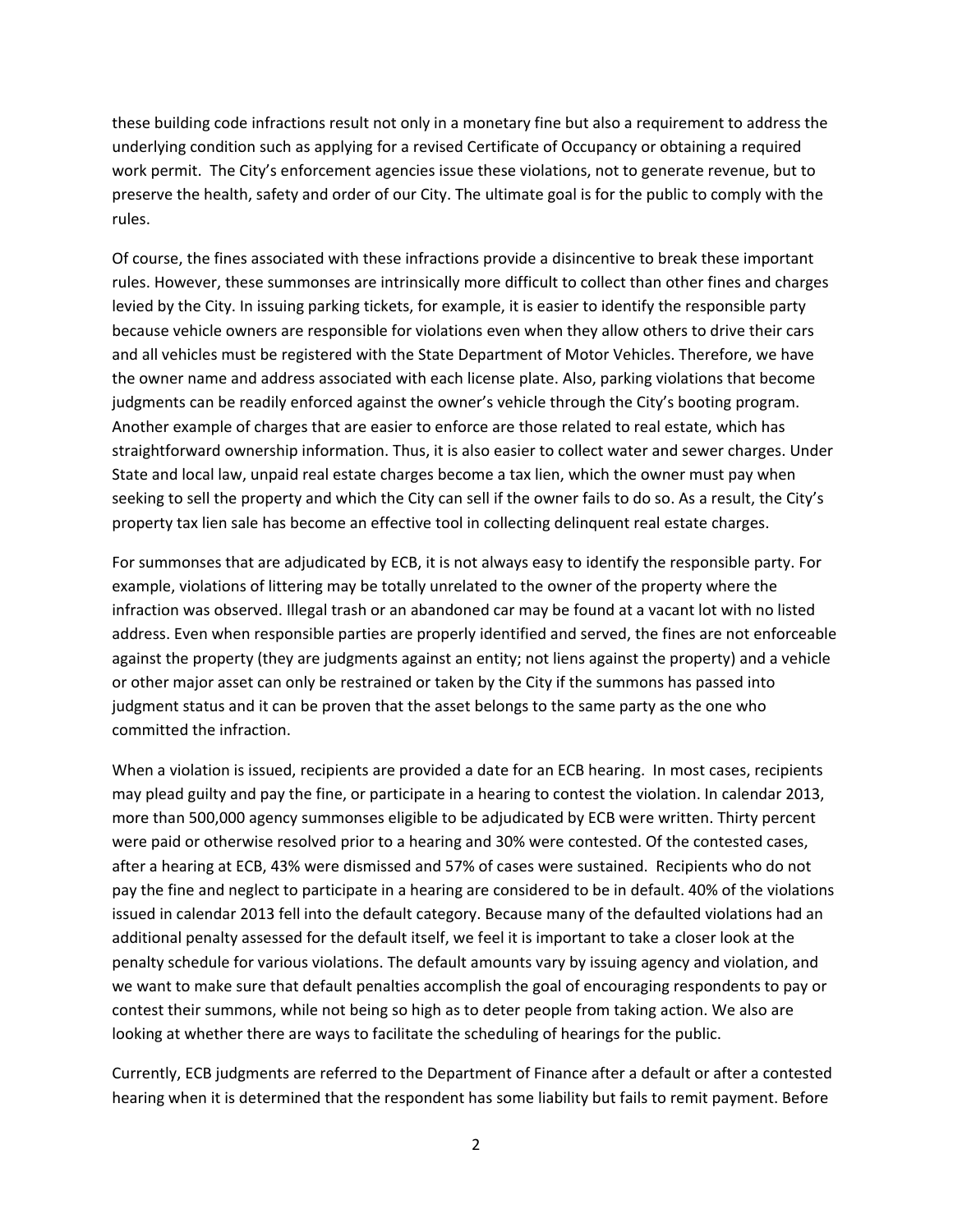these building code infractions result not only in a monetary fine but also a requirement to address the underlying condition such as applying for a revised Certificate of Occupancy or obtaining a required work permit. The City's enforcement agencies issue these violations, not to generate revenue, but to preserve the health, safety and order of our City. The ultimate goal is for the public to comply with the rules.

Of course, the fines associated with these infractions provide a disincentive to break these important rules. However, these summonses are intrinsically more difficult to collect than other fines and charges levied by the City. In issuing parking tickets, for example, it is easier to identify the responsible party because vehicle owners are responsible for violations even when they allow others to drive their cars and all vehicles must be registered with the State Department of Motor Vehicles. Therefore, we have the owner name and address associated with each license plate. Also, parking violations that become judgments can be readily enforced against the owner's vehicle through the City's booting program. Another example of charges that are easier to enforce are those related to real estate, which has straightforward ownership information. Thus, it is also easier to collect water and sewer charges. Under State and local law, unpaid real estate charges become a tax lien, which the owner must pay when seeking to sell the property and which the City can sell if the owner fails to do so. As a result, the City's property tax lien sale has become an effective tool in collecting delinquent real estate charges.

For summonses that are adjudicated by ECB, it is not always easy to identify the responsible party. For example, violations of littering may be totally unrelated to the owner of the property where the infraction was observed. Illegal trash or an abandoned car may be found at a vacant lot with no listed address. Even when responsible parties are properly identified and served, the fines are not enforceable against the property (they are judgments against an entity; not liens against the property) and a vehicle or other major asset can only be restrained or taken by the City if the summons has passed into judgment status and it can be proven that the asset belongs to the same party as the one who committed the infraction.

When a violation is issued, recipients are provided a date for an ECB hearing. In most cases, recipients may plead guilty and pay the fine, or participate in a hearing to contest the violation. In calendar 2013, more than 500,000 agency summonses eligible to be adjudicated by ECB were written. Thirty percent were paid or otherwise resolved prior to a hearing and 30% were contested. Of the contested cases, after a hearing at ECB, 43% were dismissed and 57% of cases were sustained. Recipients who do not pay the fine and neglect to participate in a hearing are considered to be in default. 40% of the violations issued in calendar 2013 fell into the default category. Because many of the defaulted violations had an additional penalty assessed for the default itself, we feel it is important to take a closer look at the penalty schedule for various violations. The default amounts vary by issuing agency and violation, and we want to make sure that default penalties accomplish the goal of encouraging respondents to pay or contest their summons, while not being so high as to deter people from taking action. We also are looking at whether there are ways to facilitate the scheduling of hearings for the public.

Currently, ECB judgments are referred to the Department of Finance after a default or after a contested hearing when it is determined that the respondent has some liability but fails to remit payment. Before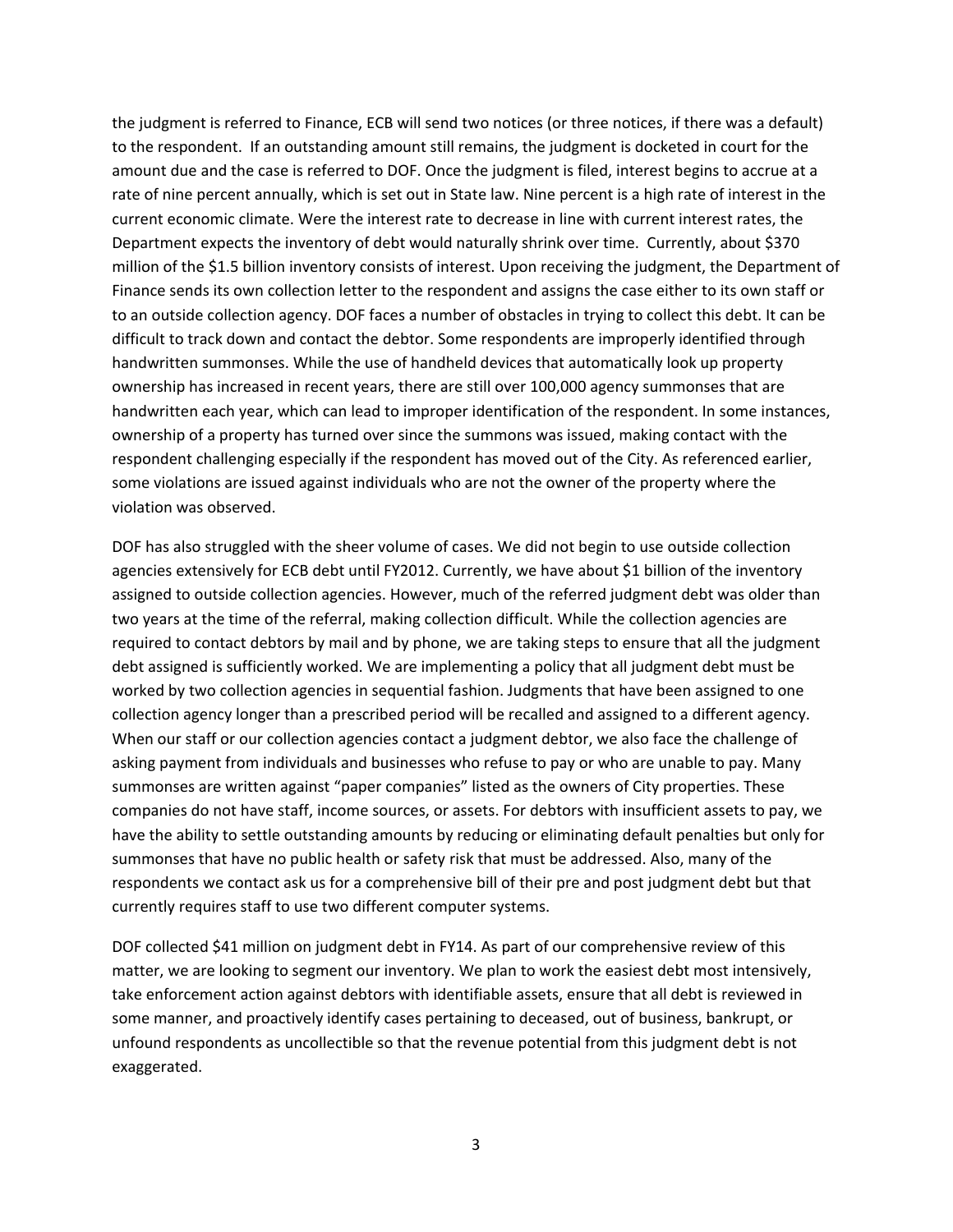the judgment is referred to Finance, ECB will send two notices (or three notices, if there was a default) to the respondent. If an outstanding amount still remains, the judgment is docketed in court for the amount due and the case is referred to DOF. Once the judgment is filed, interest begins to accrue at a rate of nine percent annually, which is set out in State law. Nine percent is a high rate of interest in the current economic climate. Were the interest rate to decrease in line with current interest rates, the Department expects the inventory of debt would naturally shrink over time. Currently, about $370 million of the $1.5 billion inventory consists of interest. Upon receiving the judgment, the Department of Finance sends its own collection letter to the respondent and assigns the case either to its own staff or to an outside collection agency. DOF faces a number of obstacles in trying to collect this debt. It can be difficult to track down and contact the debtor. Some respondents are improperly identified through handwritten summonses. While the use of handheld devices that automatically look up property ownership has increased in recent years, there are still over 100,000 agency summonses that are handwritten each year, which can lead to improper identification of the respondent. In some instances, ownership of a property has turned over since the summons was issued, making contact with the respondent challenging especially if the respondent has moved out of the City. As referenced earlier, some violations are issued against individuals who are not the owner of the property where the violation was observed.

DOF has also struggled with the sheer volume of cases. We did not begin to use outside collection agencies extensively for ECB debt until FY2012. Currently, we have about $1 billion of the inventory assigned to outside collection agencies. However, much of the referred judgment debt was older than two years at the time of the referral, making collection difficult. While the collection agencies are required to contact debtors by mail and by phone, we are taking steps to ensure that all the judgment debt assigned is sufficiently worked. We are implementing a policy that all judgment debt must be worked by two collection agencies in sequential fashion. Judgments that have been assigned to one collection agency longer than a prescribed period will be recalled and assigned to a different agency. When our staff or our collection agencies contact a judgment debtor, we also face the challenge of asking payment from individuals and businesses who refuse to pay or who are unable to pay. Many summonses are written against "paper companies" listed as the owners of City properties. These companies do not have staff, income sources, or assets. For debtors with insufficient assets to pay, we have the ability to settle outstanding amounts by reducing or eliminating default penalties but only for summonses that have no public health or safety risk that must be addressed. Also, many of the respondents we contact ask us for a comprehensive bill of their pre and post judgment debt but that currently requires staff to use two different computer systems.

DOF collected $41 million on judgment debt in FY14. As part of our comprehensive review of this matter, we are looking to segment our inventory. We plan to work the easiest debt most intensively, take enforcement action against debtors with identifiable assets, ensure that all debt is reviewed in some manner, and proactively identify cases pertaining to deceased, out of business, bankrupt, or unfound respondents as uncollectible so that the revenue potential from this judgment debt is not exaggerated.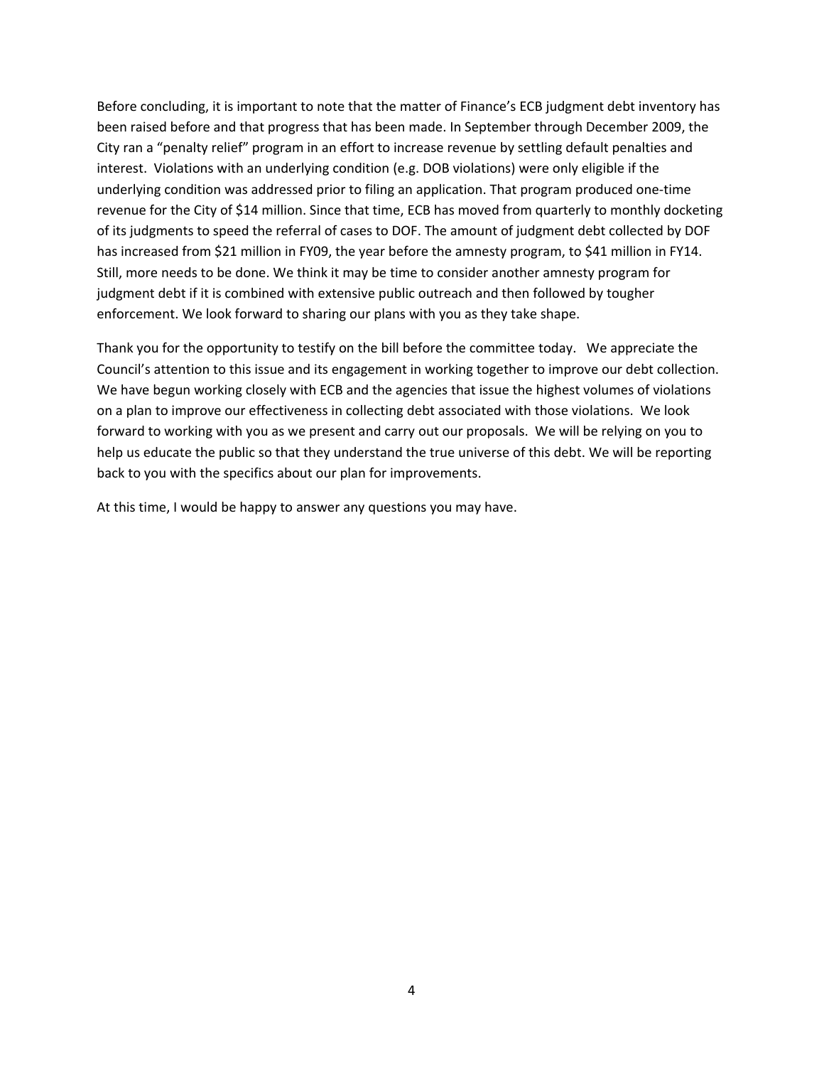Before concluding, it is important to note that the matter of Finance's ECB judgment debt inventory has been raised before and that progress that has been made. In September through December 2009, the City ran a "penalty relief" program in an effort to increase revenue by settling default penalties and interest. Violations with an underlying condition (e.g. DOB violations) were only eligible if the underlying condition was addressed prior to filing an application. That program produced one-time revenue for the City of $14 million. Since that time, ECB has moved from quarterly to monthly docketing of its judgments to speed the referral of cases to DOF. The amount of judgment debt collected by DOF has increased from $21 million in FY09, the year before the amnesty program, to $41 million in FY14. Still, more needs to be done. We think it may be time to consider another amnesty program for judgment debt if it is combined with extensive public outreach and then followed by tougher enforcement. We look forward to sharing our plans with you as they take shape.

Thank you for the opportunity to testify on the bill before the committee today. We appreciate the Council's attention to this issue and its engagement in working together to improve our debt collection. We have begun working closely with ECB and the agencies that issue the highest volumes of violations on a plan to improve our effectiveness in collecting debt associated with those violations. We look forward to working with you as we present and carry out our proposals. We will be relying on you to help us educate the public so that they understand the true universe of this debt. We will be reporting back to you with the specifics about our plan for improvements.

At this time, I would be happy to answer any questions you may have.